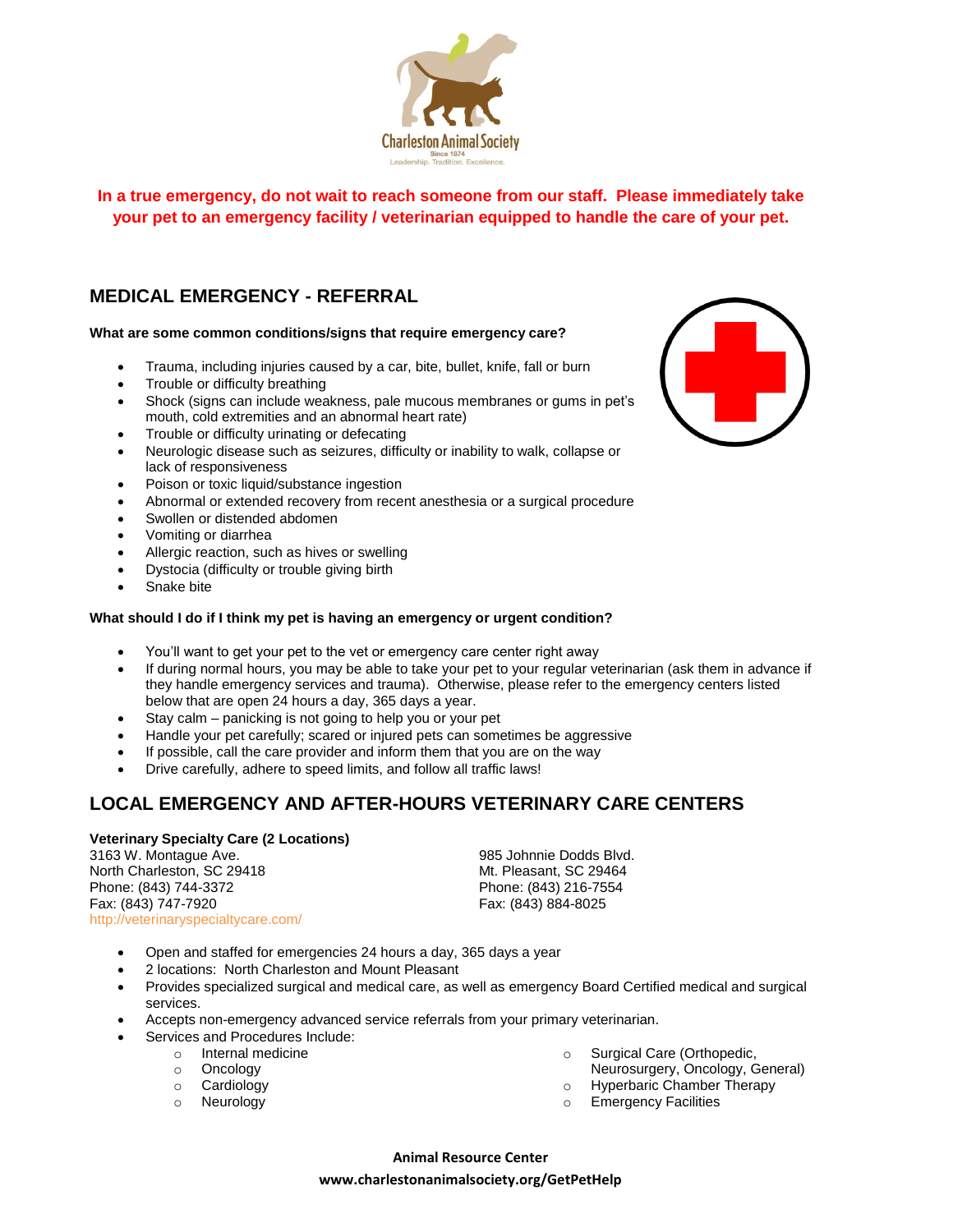Charleston Animal Society
Since 1874
Leadership. Tradition. Excellence.

**In a true emergency, do not wait to reach someone from our staff. Please immediately take your pet to an emergency facility / veterinarian equipped to handle the care of your pet.**

## MEDICAL EMERGENCY - REFERRAL

**What are some common conditions/signs that require emergency care?**

- Trauma, including injuries caused by a car, bite, bullet, knife, fall or burn
- Trouble or difficulty breathing
- Shock (signs can include weakness, pale mucous membranes or gums in pet's mouth, cold extremities and an abnormal heart rate)
- Trouble or difficulty urinating or defecating
- Neurologic disease such as seizures, difficulty or inability to walk, collapse or lack of responsiveness
- Poison or toxic liquid/substance ingestion
- Abnormal or extended recovery from recent anesthesia or a surgical procedure
- Swollen or distended abdomen
- Vomiting or diarrhea
- Allergic reaction, such as hives or swelling
- Dystocia (difficulty or trouble giving birth
- Snake bite

**What should I do if I think my pet is having an emergency or urgent condition?**

- You'll want to get your pet to the vet or emergency care center right away
- If during normal hours, you may be able to take your pet to your regular veterinarian (ask them in advance if they handle emergency services and trauma). Otherwise, please refer to the emergency centers listed below that are open 24 hours a day, 365 days a year.
- Stay calm – panicking is not going to help you or your pet
- Handle your pet carefully; scared or injured pets can sometimes be aggressive
- If possible, call the care provider and inform them that you are on the way
- Drive carefully, adhere to speed limits, and follow all traffic laws!

## LOCAL EMERGENCY AND AFTER-HOURS VETERINARY CARE CENTERS

**Veterinary Specialty Care (2 Locations)**

3163 W. Montague Ave.
North Charleston, SC 29418
Phone: (843) 744-3372
Fax: (843) 747-7920
http://veterinaryspecialtycare.com/

985 Johnnie Dodds Blvd.
Mt. Pleasant, SC 29464
Phone: (843) 216-7554
Fax: (843) 884-8025

- Open and staffed for emergencies 24 hours a day, 365 days a year
- 2 locations: North Charleston and Mount Pleasant
- Provides specialized surgical and medical care, as well as emergency Board Certified medical and surgical services.
- Accepts non-emergency advanced service referrals from your primary veterinarian.
- Services and Procedures Include:
  - Internal medicine
  - Oncology
  - Cardiology
  - Neurology
  - Surgical Care (Orthopedic, Neurosurgery, Oncology, General)
  - Hyperbaric Chamber Therapy
  - Emergency Facilities

**Animal Resource Center**
**www.charlestonanimalsociety.org/GetPetHelp**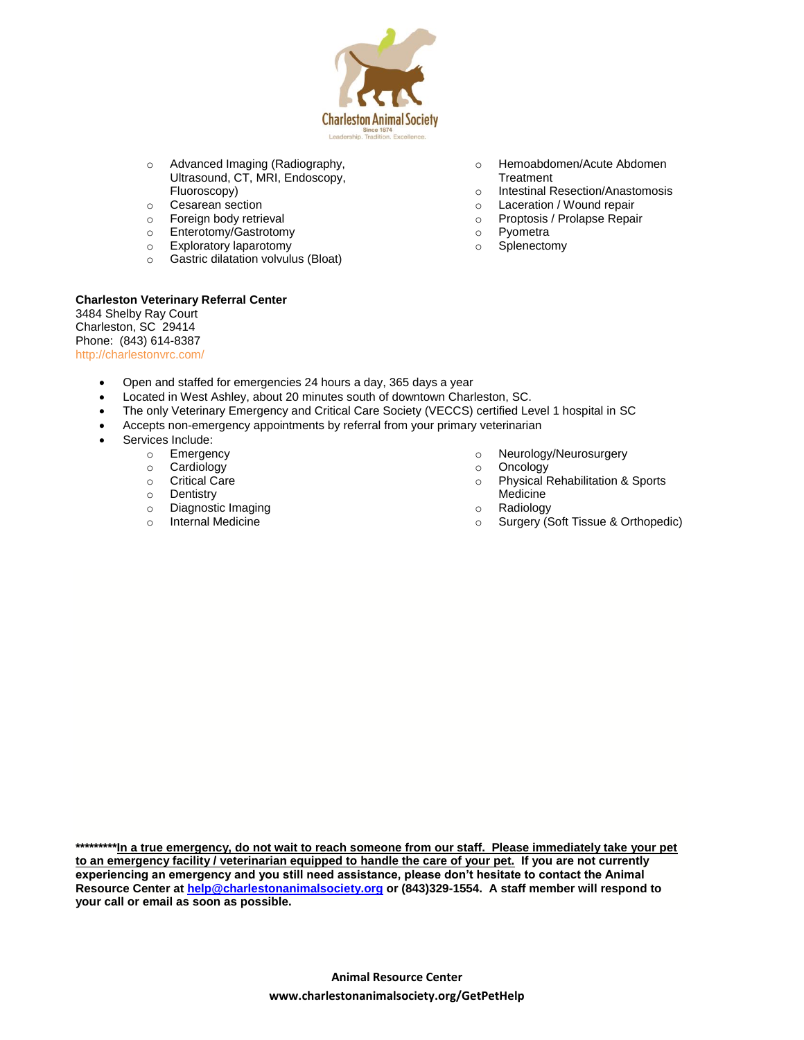- Advanced Imaging (Radiography, Ultrasound, CT, MRI, Endoscopy, Fluoroscopy)
- Cesarean section
- Foreign body retrieval
- Enterotomy/Gastrotomy
- Exploratory laparotomy
- Gastric dilatation volvulus (Bloat)
- Hemoabdomen/Acute Abdomen Treatment
- Intestinal Resection/Anastomosis
- Laceration / Wound repair
- Proptosis / Prolapse Repair
- Pyometra
- Splenectomy

**Charleston Veterinary Referral Center**
3484 Shelby Ray Court
Charleston, SC 29414
Phone: (843) 614-8387
http://charlestonvrc.com/

- Open and staffed for emergencies 24 hours a day, 365 days a year
- Located in West Ashley, about 20 minutes south of downtown Charleston, SC.
- The only Veterinary Emergency and Critical Care Society (VECCS) certified Level 1 hospital in SC
- Accepts non-emergency appointments by referral from your primary veterinarian
- Services Include:
  - Emergency
  - Cardiology
  - Critical Care
  - Dentistry
  - Diagnostic Imaging
  - Internal Medicine
  - Neurology/Neurosurgery
  - Oncology
  - Physical Rehabilitation & Sports Medicine
  - Radiology
  - Surgery (Soft Tissue & Orthopedic)

**\*\*\*\*\*\*\*\*\*<u>In a true emergency, do not wait to reach someone from our staff. Please immediately take your pet to an emergency facility / veterinarian equipped to handle the care of your pet.</u> If you are not currently experiencing an emergency and you still need assistance, please don't hesitate to contact the Animal Resource Center at <u>help@charlestonanimalsociety.org</u> or (843)329-1554. A staff member will respond to your call or email as soon as possible.**